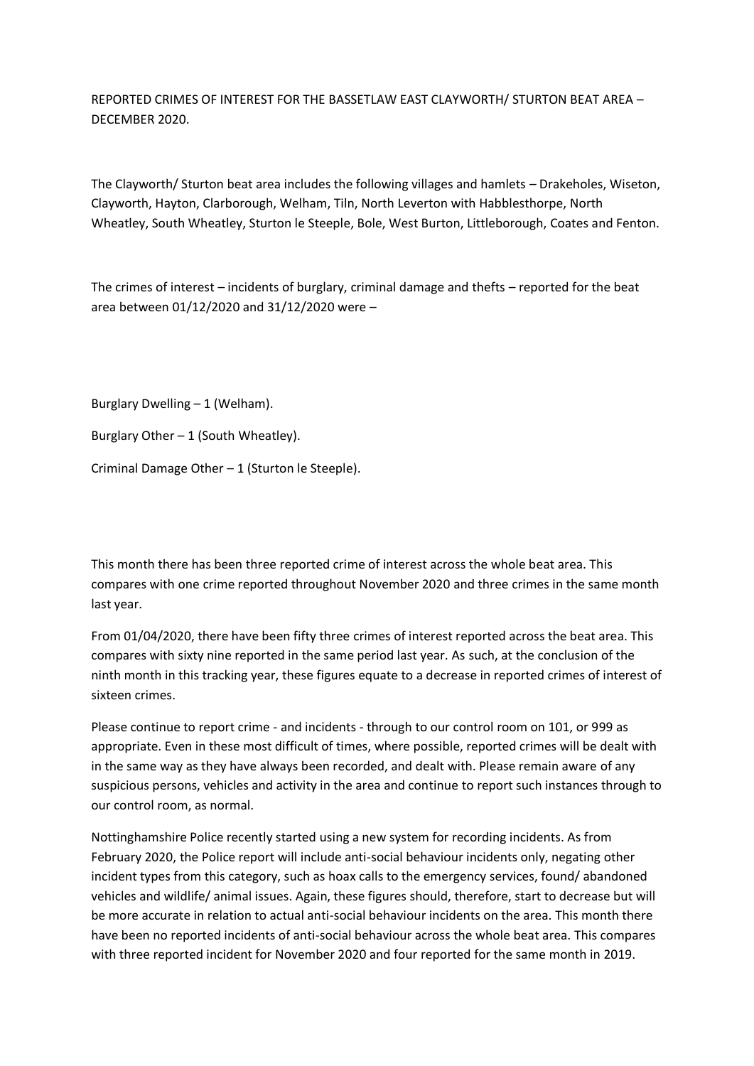REPORTED CRIMES OF INTEREST FOR THE BASSETLAW EAST CLAYWORTH/ STURTON BEAT AREA – DECEMBER 2020.

The Clayworth/ Sturton beat area includes the following villages and hamlets – Drakeholes, Wiseton, Clayworth, Hayton, Clarborough, Welham, Tiln, North Leverton with Habblesthorpe, North Wheatley, South Wheatley, Sturton le Steeple, Bole, West Burton, Littleborough, Coates and Fenton.

The crimes of interest – incidents of burglary, criminal damage and thefts – reported for the beat area between 01/12/2020 and 31/12/2020 were –

Burglary Dwelling – 1 (Welham).

Burglary Other – 1 (South Wheatley).

Criminal Damage Other – 1 (Sturton le Steeple).

This month there has been three reported crime of interest across the whole beat area. This compares with one crime reported throughout November 2020 and three crimes in the same month last year.

From 01/04/2020, there have been fifty three crimes of interest reported across the beat area. This compares with sixty nine reported in the same period last year. As such, at the conclusion of the ninth month in this tracking year, these figures equate to a decrease in reported crimes of interest of sixteen crimes.

Please continue to report crime - and incidents - through to our control room on 101, or 999 as appropriate. Even in these most difficult of times, where possible, reported crimes will be dealt with in the same way as they have always been recorded, and dealt with. Please remain aware of any suspicious persons, vehicles and activity in the area and continue to report such instances through to our control room, as normal.

Nottinghamshire Police recently started using a new system for recording incidents. As from February 2020, the Police report will include anti-social behaviour incidents only, negating other incident types from this category, such as hoax calls to the emergency services, found/ abandoned vehicles and wildlife/ animal issues. Again, these figures should, therefore, start to decrease but will be more accurate in relation to actual anti-social behaviour incidents on the area. This month there have been no reported incidents of anti-social behaviour across the whole beat area. This compares with three reported incident for November 2020 and four reported for the same month in 2019.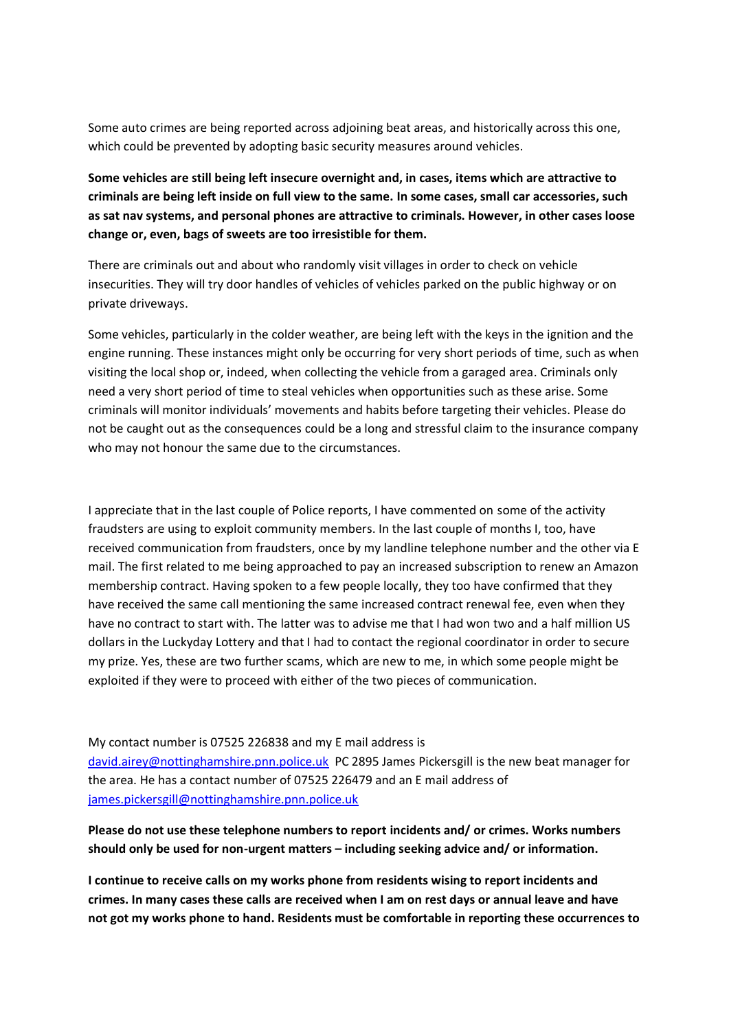Some auto crimes are being reported across adjoining beat areas, and historically across this one, which could be prevented by adopting basic security measures around vehicles.

**Some vehicles are still being left insecure overnight and, in cases, items which are attractive to criminals are being left inside on full view to the same. In some cases, small car accessories, such as sat nav systems, and personal phones are attractive to criminals. However, in other cases loose change or, even, bags of sweets are too irresistible for them.**

There are criminals out and about who randomly visit villages in order to check on vehicle insecurities. They will try door handles of vehicles of vehicles parked on the public highway or on private driveways.

Some vehicles, particularly in the colder weather, are being left with the keys in the ignition and the engine running. These instances might only be occurring for very short periods of time, such as when visiting the local shop or, indeed, when collecting the vehicle from a garaged area. Criminals only need a very short period of time to steal vehicles when opportunities such as these arise. Some criminals will monitor individuals' movements and habits before targeting their vehicles. Please do not be caught out as the consequences could be a long and stressful claim to the insurance company who may not honour the same due to the circumstances.

I appreciate that in the last couple of Police reports, I have commented on some of the activity fraudsters are using to exploit community members. In the last couple of months I, too, have received communication from fraudsters, once by my landline telephone number and the other via E mail. The first related to me being approached to pay an increased subscription to renew an Amazon membership contract. Having spoken to a few people locally, they too have confirmed that they have received the same call mentioning the same increased contract renewal fee, even when they have no contract to start with. The latter was to advise me that I had won two and a half million US dollars in the Luckyday Lottery and that I had to contact the regional coordinator in order to secure my prize. Yes, these are two further scams, which are new to me, in which some people might be exploited if they were to proceed with either of the two pieces of communication.

My contact number is 07525 226838 and my E mail address is [david.airey@nottinghamshire.pnn.police.uk](mailto:david.airey@nottinghamshire.pnn.police.uk) PC 2895 James Pickersgill is the new beat manager for the area. He has a contact number of 07525 226479 and an E mail address of [james.pickersgill@nottinghamshire.pnn.police.uk](mailto:james.pickersgill@nottinghamshire.pnn.police.uk)

**Please do not use these telephone numbers to report incidents and/ or crimes. Works numbers should only be used for non-urgent matters – including seeking advice and/ or information.**

**I continue to receive calls on my works phone from residents wising to report incidents and crimes. In many cases these calls are received when I am on rest days or annual leave and have not got my works phone to hand. Residents must be comfortable in reporting these occurrences to**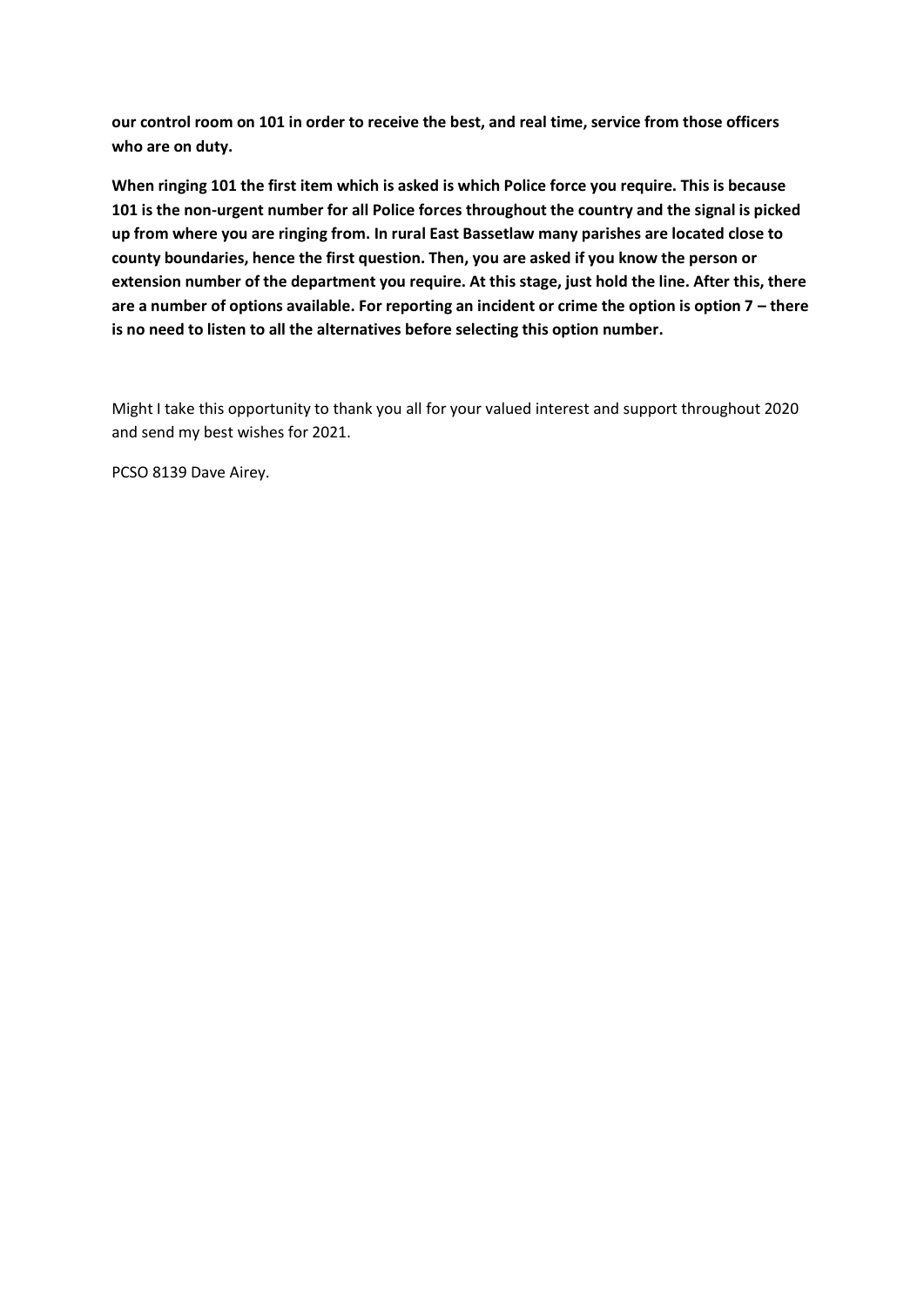**our control room on 101 in order to receive the best, and real time, service from those officers who are on duty.**

**When ringing 101 the first item which is asked is which Police force you require. This is because 101 is the non-urgent number for all Police forces throughout the country and the signal is picked up from where you are ringing from. In rural East Bassetlaw many parishes are located close to county boundaries, hence the first question. Then, you are asked if you know the person or extension number of the department you require. At this stage, just hold the line. After this, there are a number of options available. For reporting an incident or crime the option is option 7 – there is no need to listen to all the alternatives before selecting this option number.**

Might I take this opportunity to thank you all for your valued interest and support throughout 2020 and send my best wishes for 2021.

PCSO 8139 Dave Airey.